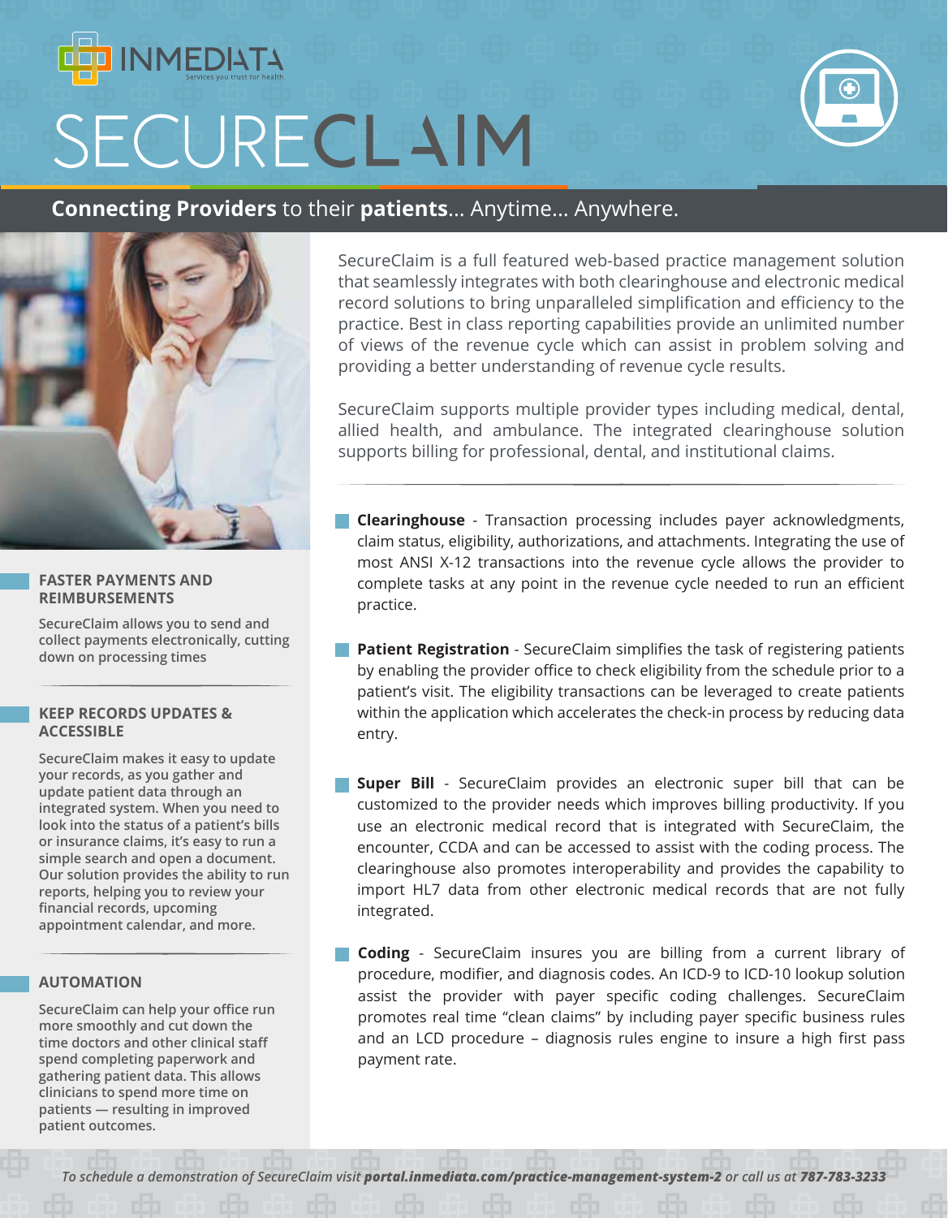INMEDIATA
Services you trust for health

# SECURECLAIM

**Connecting Providers** to their **patients**... Anytime... Anywhere.

SecureClaim is a full featured web-based practice management solution that seamlessly integrates with both clearinghouse and electronic medical record solutions to bring unparalleled simplification and efficiency to the practice. Best in class reporting capabilities provide an unlimited number of views of the revenue cycle which can assist in problem solving and providing a better understanding of revenue cycle results.

SecureClaim supports multiple provider types including medical, dental, allied health, and ambulance. The integrated clearinghouse solution supports billing for professional, dental, and institutional claims.

- **Clearinghouse** - Transaction processing includes payer acknowledgments, claim status, eligibility, authorizations, and attachments. Integrating the use of most ANSI X-12 transactions into the revenue cycle allows the provider to complete tasks at any point in the revenue cycle needed to run an efficient practice.

- **Patient Registration** - SecureClaim simplifies the task of registering patients by enabling the provider office to check eligibility from the schedule prior to a patient's visit. The eligibility transactions can be leveraged to create patients within the application which accelerates the check-in process by reducing data entry.

- **Super Bill** - SecureClaim provides an electronic super bill that can be customized to the provider needs which improves billing productivity. If you use an electronic medical record that is integrated with SecureClaim, the encounter, CCDA and can be accessed to assist with the coding process. The clearinghouse also promotes interoperability and provides the capability to import HL7 data from other electronic medical records that are not fully integrated.

- **Coding** - SecureClaim insures you are billing from a current library of procedure, modifier, and diagnosis codes. An ICD-9 to ICD-10 lookup solution assist the provider with payer specific coding challenges. SecureClaim promotes real time "clean claims" by including payer specific business rules and an LCD procedure – diagnosis rules engine to insure a high first pass payment rate.

### FASTER PAYMENTS AND REIMBURSEMENTS

SecureClaim allows you to send and collect payments electronically, cutting down on processing times

### KEEP RECORDS UPDATES & ACCESSIBLE

SecureClaim makes it easy to update your records, as you gather and update patient data through an integrated system. When you need to look into the status of a patient's bills or insurance claims, it's easy to run a simple search and open a document. Our solution provides the ability to run reports, helping you to review your financial records, upcoming appointment calendar, and more.

### AUTOMATION

SecureClaim can help your office run more smoothly and cut down the time doctors and other clinical staff spend completing paperwork and gathering patient data. This allows clinicians to spend more time on patients — resulting in improved patient outcomes.

*To schedule a demonstration of SecureClaim visit **portal.inmediata.com/practice-management-system-2** or call us at **787-783-3233***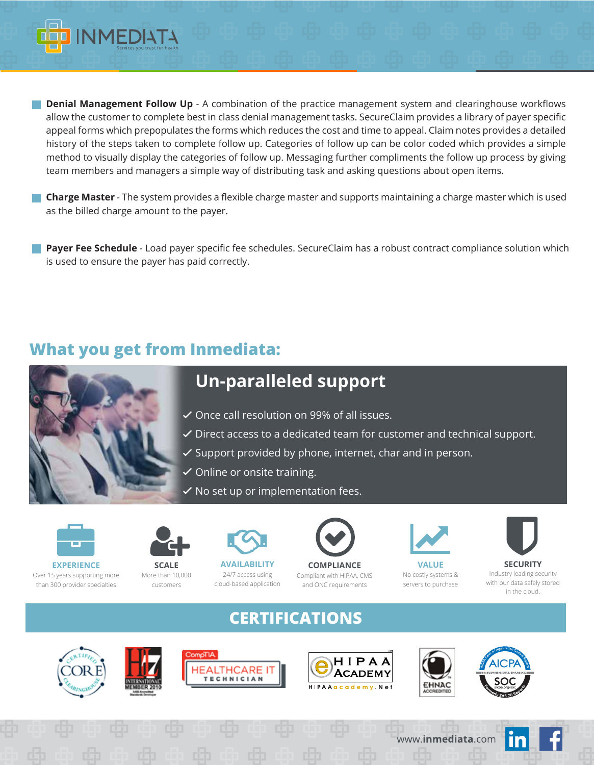- **Denial Management Follow Up** - A combination of the practice management system and clearinghouse workflows allow the customer to complete best in class denial management tasks. SecureClaim provides a library of payer specific appeal forms which prepopulates the forms which reduces the cost and time to appeal. Claim notes provides a detailed history of the steps taken to complete follow up. Categories of follow up can be color coded which provides a simple method to visually display the categories of follow up. Messaging further compliments the follow up process by giving team members and managers a simple way of distributing task and asking questions about open items.

- **Charge Master** - The system provides a flexible charge master and supports maintaining a charge master which is used as the billed charge amount to the payer.

- **Payer Fee Schedule** - Load payer specific fee schedules. SecureClaim has a robust contract compliance solution which is used to ensure the payer has paid correctly.

## What you get from Inmediata:

### Un-paralleled support

- ✓ Once call resolution on 99% of all issues.
- ✓ Direct access to a dedicated team for customer and technical support.
- ✓ Support provided by phone, internet, char and in person.
- ✓ Online or onsite training.
- ✓ No set up or implementation fees.

**EXPERIENCE**
Over 15 years supporting more than 300 provider specialties

**SCALE**
More than 10,000 customers

**AVAILABILITY**
24/7 access using cloud-based application

**COMPLIANCE**
Compliant with HIPAA, CMS and ONC requirements

**VALUE**
No costly systems & servers to purchase

**SECURITY**
Industry leading security with our data safely stored in the cloud.

## CERTIFICATIONS

www.inmediata.com